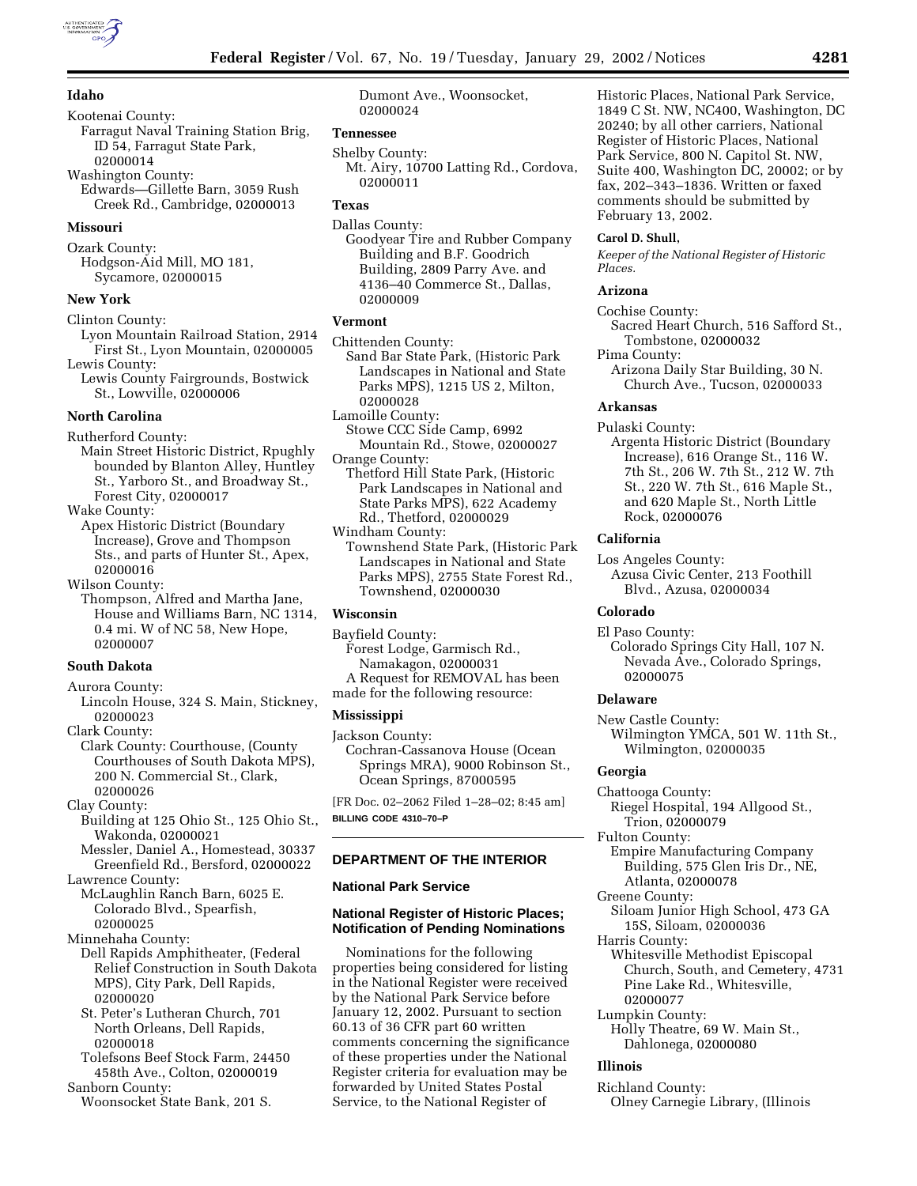**Idaho**

Kootenai County:

Farragut Naval Training Station Brig, ID 54, Farragut State Park, 02000014

Washington County:

Edwards—Gillette Barn, 3059 Rush Creek Rd., Cambridge, 02000013

**Missouri**

Ozark County:

Hodgson-Aid Mill, MO 181, Sycamore, 02000015

**New York**

Clinton County:

Lyon Mountain Railroad Station, 2914 First St., Lyon Mountain, 02000005

Lewis County:

Lewis County Fairgrounds, Bostwick St., Lowville, 02000006

**North Carolina**

Rutherford County:

Main Street Historic District, Rpughly bounded by Blanton Alley, Huntley St., Yarboro St., and Broadway St., Forest City, 02000017

Wake County:

Apex Historic District (Boundary Increase), Grove and Thompson Sts., and parts of Hunter St., Apex, 02000016

Wilson County:

Thompson, Alfred and Martha Jane, House and Williams Barn, NC 1314, 0.4 mi. W of NC 58, New Hope, 02000007

**South Dakota**

Aurora County:

Lincoln House, 324 S. Main, Stickney, 02000023

Clark County:

Clark County: Courthouse, (County Courthouses of South Dakota MPS), 200 N. Commercial St., Clark, 02000026

Clay County:

Building at 125 Ohio St., 125 Ohio St., Wakonda, 02000021

Messler, Daniel A., Homestead, 30337 Greenfield Rd., Bersford, 02000022

Lawrence County:

McLaughlin Ranch Barn, 6025 E. Colorado Blvd., Spearfish, 02000025

Minnehaha County:

Dell Rapids Amphitheater, (Federal Relief Construction in South Dakota MPS), City Park, Dell Rapids, 02000020

St. Peter's Lutheran Church, 701 North Orleans, Dell Rapids, 02000018

Tolefsons Beef Stock Farm, 24450 458th Ave., Colton, 02000019

Sanborn County:

Woonsocket State Bank, 201 S. Dumont Ave., Woonsocket, 02000024

**Tennessee**

Shelby County:

Mt. Airy, 10700 Latting Rd., Cordova, 02000011

**Texas**

Dallas County:

Goodyear Tire and Rubber Company Building and B.F. Goodrich Building, 2809 Parry Ave. and 4136–40 Commerce St., Dallas, 02000009

**Vermont**

Chittenden County:

Sand Bar State Park, (Historic Park Landscapes in National and State Parks MPS), 1215 US 2, Milton, 02000028

Lamoille County:

Stowe CCC Side Camp, 6992 Mountain Rd., Stowe, 02000027

Orange County:

Thetford Hill State Park, (Historic Park Landscapes in National and State Parks MPS), 622 Academy Rd., Thetford, 02000029

Windham County:

Townshend State Park, (Historic Park Landscapes in National and State Parks MPS), 2755 State Forest Rd., Townshend, 02000030

**Wisconsin**

Bayfield County:

Forest Lodge, Garmisch Rd., Namakagon, 02000031

A Request for REMOVAL has been made for the following resource:

**Mississippi**

Jackson County:

Cochran-Cassanova House (Ocean Springs MRA), 9000 Robinson St., Ocean Springs, 87000595

[FR Doc. 02–2062 Filed 1–28–02; 8:45 am]

BILLING CODE 4310–70–P

## DEPARTMENT OF THE INTERIOR

### National Park Service

### National Register of Historic Places; Notification of Pending Nominations

Nominations for the following properties being considered for listing in the National Register were received by the National Park Service before January 12, 2002. Pursuant to section 60.13 of 36 CFR part 60 written comments concerning the significance of these properties under the National Register criteria for evaluation may be forwarded by United States Postal Service, to the National Register of Historic Places, National Park Service, 1849 C St. NW, NC400, Washington, DC 20240; by all other carriers, National Register of Historic Places, National Park Service, 800 N. Capitol St. NW, Suite 400, Washington DC, 20002; or by fax, 202–343–1836. Written or faxed comments should be submitted by February 13, 2002.

**Carol D. Shull,**

*Keeper of the National Register of Historic Places.*

**Arizona**

Cochise County:

Sacred Heart Church, 516 Safford St., Tombstone, 02000032

Pima County:

Arizona Daily Star Building, 30 N. Church Ave., Tucson, 02000033

**Arkansas**

Pulaski County:

Argenta Historic District (Boundary Increase), 616 Orange St., 116 W. 7th St., 206 W. 7th St., 212 W. 7th St., 220 W. 7th St., 616 Maple St., and 620 Maple St., North Little Rock, 02000076

**California**

Los Angeles County:

Azusa Civic Center, 213 Foothill Blvd., Azusa, 02000034

**Colorado**

El Paso County:

Colorado Springs City Hall, 107 N. Nevada Ave., Colorado Springs, 02000075

**Delaware**

New Castle County:

Wilmington YMCA, 501 W. 11th St., Wilmington, 02000035

**Georgia**

Chattooga County:

Riegel Hospital, 194 Allgood St., Trion, 02000079

Fulton County:

Empire Manufacturing Company Building, 575 Glen Iris Dr., NE, Atlanta, 02000078

Greene County:

Siloam Junior High School, 473 GA 15S, Siloam, 02000036

Harris County:

Whitesville Methodist Episcopal Church, South, and Cemetery, 4731 Pine Lake Rd., Whitesville, 02000077

Lumpkin County:

Holly Theatre, 69 W. Main St., Dahlonega, 02000080

**Illinois**

Richland County:

Olney Carnegie Library, (Illinois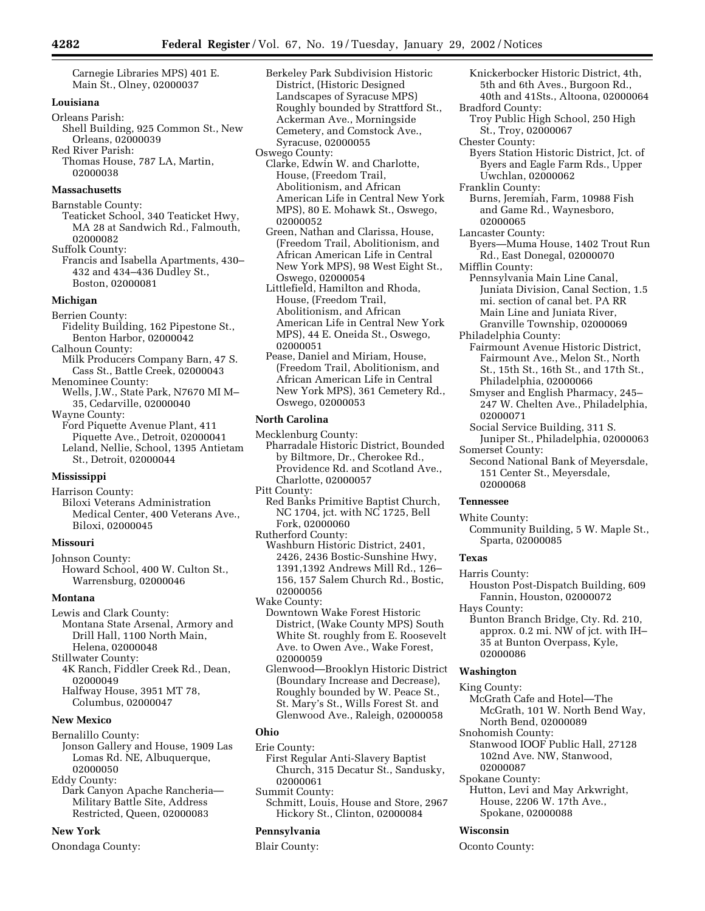Carnegie Libraries MPS) 401 E. Main St., Olney, 02000037

**Louisiana**

Orleans Parish:
Shell Building, 925 Common St., New Orleans, 02000039
Red River Parish:
Thomas House, 787 LA, Martin, 02000038

**Massachusetts**

Barnstable County:
Teaticket School, 340 Teaticket Hwy, MA 28 at Sandwich Rd., Falmouth, 02000082
Suffolk County:
Francis and Isabella Apartments, 430–432 and 434–436 Dudley St., Boston, 02000081

**Michigan**

Berrien County:
Fidelity Building, 162 Pipestone St., Benton Harbor, 02000042
Calhoun County:
Milk Producers Company Barn, 47 S. Cass St., Battle Creek, 02000043
Menominee County:
Wells, J.W., State Park, N7670 MI M–35, Cedarville, 02000040
Wayne County:
Ford Piquette Avenue Plant, 411 Piquette Ave., Detroit, 02000041
Leland, Nellie, School, 1395 Antietam St., Detroit, 02000044

**Mississippi**

Harrison County:
Biloxi Veterans Administration Medical Center, 400 Veterans Ave., Biloxi, 02000045

**Missouri**

Johnson County:
Howard School, 400 W. Culton St., Warrensburg, 02000046

**Montana**

Lewis and Clark County:
Montana State Arsenal, Armory and Drill Hall, 1100 North Main, Helena, 02000048
Stillwater County:
4K Ranch, Fiddler Creek Rd., Dean, 02000049
Halfway House, 3951 MT 78, Columbus, 02000047

**New Mexico**

Bernalillo County:
Jonson Gallery and House, 1909 Las Lomas Rd. NE, Albuquerque, 02000050
Eddy County:
Dark Canyon Apache Rancheria—Military Battle Site, Address Restricted, Queen, 02000083

**New York**

Onondaga County:
Berkeley Park Subdivision Historic District, (Historic Designed Landscapes of Syracuse MPS) Roughly bounded by Strattford St., Ackerman Ave., Morningside Cemetery, and Comstock Ave., Syracuse, 02000055
Oswego County:
Clarke, Edwin W. and Charlotte, House, (Freedom Trail, Abolitionism, and African American Life in Central New York MPS), 80 E. Mohawk St., Oswego, 02000052
Green, Nathan and Clarissa, House, (Freedom Trail, Abolitionism, and African American Life in Central New York MPS), 98 West Eight St., Oswego, 02000054
Littlefield, Hamilton and Rhoda, House, (Freedom Trail, Abolitionism, and African American Life in Central New York MPS), 44 E. Oneida St., Oswego, 02000051
Pease, Daniel and Miriam, House, (Freedom Trail, Abolitionism, and African American Life in Central New York MPS), 361 Cemetery Rd., Oswego, 02000053

**North Carolina**

Mecklenburg County:
Pharradale Historic District, Bounded by Biltmore, Dr., Cherokee Rd., Providence Rd. and Scotland Ave., Charlotte, 02000057
Pitt County:
Red Banks Primitive Baptist Church, NC 1704, jct. with NC 1725, Bell Fork, 02000060
Rutherford County:
Washburn Historic District, 2401, 2426, 2436 Bostic-Sunshine Hwy, 1391,1392 Andrews Mill Rd., 126–156, 157 Salem Church Rd., Bostic, 02000056
Wake County:
Downtown Wake Forest Historic District, (Wake County MPS) South White St. roughly from E. Roosevelt Ave. to Owen Ave., Wake Forest, 02000059
Glenwood—Brooklyn Historic District (Boundary Increase and Decrease), Roughly bounded by W. Peace St., St. Mary's St., Wills Forest St. and Glenwood Ave., Raleigh, 02000058

**Ohio**

Erie County:
First Regular Anti-Slavery Baptist Church, 315 Decatur St., Sandusky, 02000061
Summit County:
Schmitt, Louis, House and Store, 2967 Hickory St., Clinton, 02000084

**Pennsylvania**

Blair County:
Knickerbocker Historic District, 4th, 5th and 6th Aves., Burgoon Rd., 40th and 41Sts., Altoona, 02000064
Bradford County:
Troy Public High School, 250 High St., Troy, 02000067
Chester County:
Byers Station Historic District, Jct. of Byers and Eagle Farm Rds., Upper Uwchlan, 02000062
Franklin County:
Burns, Jeremiah, Farm, 10988 Fish and Game Rd., Waynesboro, 02000065
Lancaster County:
Byers—Muma House, 1402 Trout Run Rd., East Donegal, 02000070
Mifflin County:
Pennsylvania Main Line Canal, Juniata Division, Canal Section, 1.5 mi. section of canal bet. PA RR Main Line and Juniata River, Granville Township, 02000069
Philadelphia County:
Fairmount Avenue Historic District, Fairmount Ave., Melon St., North St., 15th St., 16th St., and 17th St., Philadelphia, 02000066
Smyser and English Pharmacy, 245–247 W. Chelten Ave., Philadelphia, 02000071
Social Service Building, 311 S. Juniper St., Philadelphia, 02000063
Somerset County:
Second National Bank of Meyersdale, 151 Center St., Meyersdale, 02000068

**Tennessee**

White County:
Community Building, 5 W. Maple St., Sparta, 02000085

**Texas**

Harris County:
Houston Post-Dispatch Building, 609 Fannin, Houston, 02000072
Hays County:
Bunton Branch Bridge, Cty. Rd. 210, approx. 0.2 mi. NW of jct. with IH–35 at Bunton Overpass, Kyle, 02000086

**Washington**

King County:
McGrath Cafe and Hotel—The McGrath, 101 W. North Bend Way, North Bend, 02000089
Snohomish County:
Stanwood IOOF Public Hall, 27128 102nd Ave. NW, Stanwood, 02000087
Spokane County:
Hutton, Levi and May Arkwright, House, 2206 W. 17th Ave., Spokane, 02000088

**Wisconsin**

Oconto County: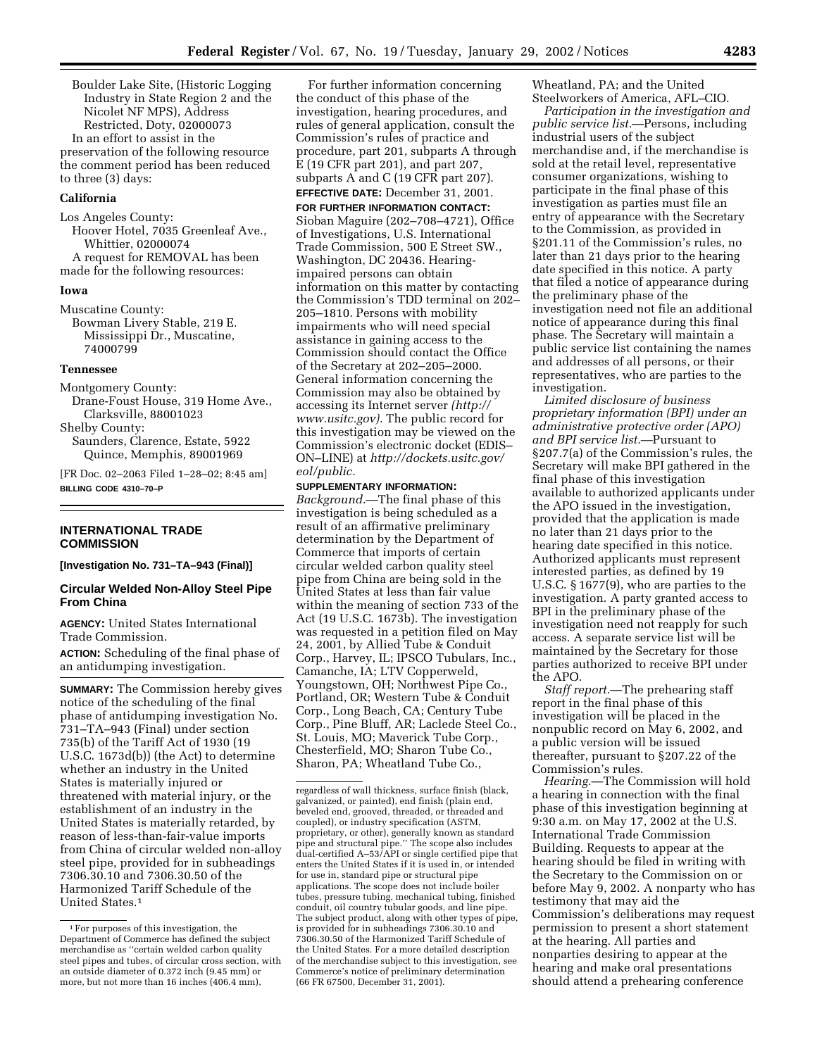Boulder Lake Site, (Historic Logging Industry in State Region 2 and the Nicolet NF MPS), Address Restricted, Doty, 02000073

In an effort to assist in the preservation of the following resource the comment period has been reduced to three (3) days:

### California

Los Angeles County:
Hoover Hotel, 7035 Greenleaf Ave., Whittier, 02000074

A request for REMOVAL has been made for the following resources:

### Iowa

Muscatine County:
Bowman Livery Stable, 219 E. Mississippi Dr., Muscatine, 74000799

### Tennessee

Montgomery County:
Drane-Foust House, 319 Home Ave., Clarksville, 88001023

Shelby County:
Saunders, Clarence, Estate, 5922 Quince, Memphis, 89001969

[FR Doc. 02–2063 Filed 1–28–02; 8:45 am]

**BILLING CODE 4310–70–P**

---

## INTERNATIONAL TRADE COMMISSION

**[Investigation No. 731–TA–943 (Final)]**

### Circular Welded Non-Alloy Steel Pipe From China

**AGENCY:** United States International Trade Commission.

**ACTION:** Scheduling of the final phase of an antidumping investigation.

**SUMMARY:** The Commission hereby gives notice of the scheduling of the final phase of antidumping investigation No. 731–TA–943 (Final) under section 735(b) of the Tariff Act of 1930 (19 U.S.C. 1673d(b)) (the Act) to determine whether an industry in the United States is materially injured or threatened with material injury, or the establishment of an industry in the United States is materially retarded, by reason of less-than-fair-value imports from China of circular welded non-alloy steel pipe, provided for in subheadings 7306.30.10 and 7306.30.50 of the Harmonized Tariff Schedule of the United States.[1]

For further information concerning the conduct of this phase of the investigation, hearing procedures, and rules of general application, consult the Commission's rules of practice and procedure, part 201, subparts A through E (19 CFR part 201), and part 207, subparts A and C (19 CFR part 207).

**EFFECTIVE DATE:** December 31, 2001.

**FOR FURTHER INFORMATION CONTACT:** Sioban Maguire (202–708–4721), Office of Investigations, U.S. International Trade Commission, 500 E Street SW., Washington, DC 20436. Hearing-impaired persons can obtain information on this matter by contacting the Commission's TDD terminal on 202–205–1810. Persons with mobility impairments who will need special assistance in gaining access to the Commission should contact the Office of the Secretary at 202–205–2000. General information concerning the Commission may also be obtained by accessing its Internet server *(http://www.usitc.gov)*. The public record for this investigation may be viewed on the Commission's electronic docket (EDIS–ON–LINE) at *http://dockets.usitc.gov/eol/public.*

**SUPPLEMENTARY INFORMATION:**

*Background.*—The final phase of this investigation is being scheduled as a result of an affirmative preliminary determination by the Department of Commerce that imports of certain circular welded carbon quality steel pipe from China are being sold in the United States at less than fair value within the meaning of section 733 of the Act (19 U.S.C. 1673b). The investigation was requested in a petition filed on May 24, 2001, by Allied Tube & Conduit Corp., Harvey, IL; IPSCO Tubulars, Inc., Camanche, IA; LTV Copperweld, Youngstown, OH; Northwest Pipe Co., Portland, OR; Western Tube & Conduit Corp., Long Beach, CA; Century Tube Corp., Pine Bluff, AR; Laclede Steel Co., St. Louis, MO; Maverick Tube Corp., Chesterfield, MO; Sharon Tube Co., Sharon, PA; Wheatland Tube Co., Wheatland, PA; and the United Steelworkers of America, AFL–CIO.

*Participation in the investigation and public service list.*—Persons, including industrial users of the subject merchandise and, if the merchandise is sold at the retail level, representative consumer organizations, wishing to participate in the final phase of this investigation as parties must file an entry of appearance with the Secretary to the Commission, as provided in §201.11 of the Commission's rules, no later than 21 days prior to the hearing date specified in this notice. A party that filed a notice of appearance during the preliminary phase of the investigation need not file an additional notice of appearance during this final phase. The Secretary will maintain a public service list containing the names and addresses of all persons, or their representatives, who are parties to the investigation.

*Limited disclosure of business proprietary information (BPI) under an administrative protective order (APO) and BPI service list.*—Pursuant to §207.7(a) of the Commission's rules, the Secretary will make BPI gathered in the final phase of this investigation available to authorized applicants under the APO issued in the investigation, provided that the application is made no later than 21 days prior to the hearing date specified in this notice. Authorized applicants must represent interested parties, as defined by 19 U.S.C. § 1677(9), who are parties to the investigation. A party granted access to BPI in the preliminary phase of the investigation need not reapply for such access. A separate service list will be maintained by the Secretary for those parties authorized to receive BPI under the APO.

*Staff report.*—The prehearing staff report in the final phase of this investigation will be placed in the nonpublic record on May 6, 2002, and a public version will be issued thereafter, pursuant to §207.22 of the Commission's rules.

*Hearing.*—The Commission will hold a hearing in connection with the final phase of this investigation beginning at 9:30 a.m. on May 17, 2002 at the U.S. International Trade Commission Building. Requests to appear at the hearing should be filed in writing with the Secretary to the Commission on or before May 9, 2002. A nonparty who has testimony that may aid the Commission's deliberations may request permission to present a short statement at the hearing. All parties and nonparties desiring to appear at the hearing and make oral presentations should attend a prehearing conference

---

[1] For purposes of this investigation, the Department of Commerce has defined the subject merchandise as "certain welded carbon quality steel pipes and tubes, of circular cross section, with an outside diameter of 0.372 inch (9.45 mm) or more, but not more than 16 inches (406.4 mm), regardless of wall thickness, surface finish (black, galvanized, or painted), end finish (plain end, beveled end, grooved, threaded, or threaded and coupled), or industry specification (ASTM, proprietary, or other), generally known as standard pipe and structural pipe." The scope also includes dual-certified A–53/API or single certified pipe that enters the United States if it is used in, or intended for use in, standard pipe or structural pipe applications. The scope does not include boiler tubes, pressure tubing, mechanical tubing, finished conduit, oil country tubular goods, and line pipe. The subject product, along with other types of pipe, is provided for in subheadings 7306.30.10 and 7306.30.50 of the Harmonized Tariff Schedule of the United States. For a more detailed description of the merchandise subject to this investigation, see Commerce's notice of preliminary determination (66 FR 67500, December 31, 2001).